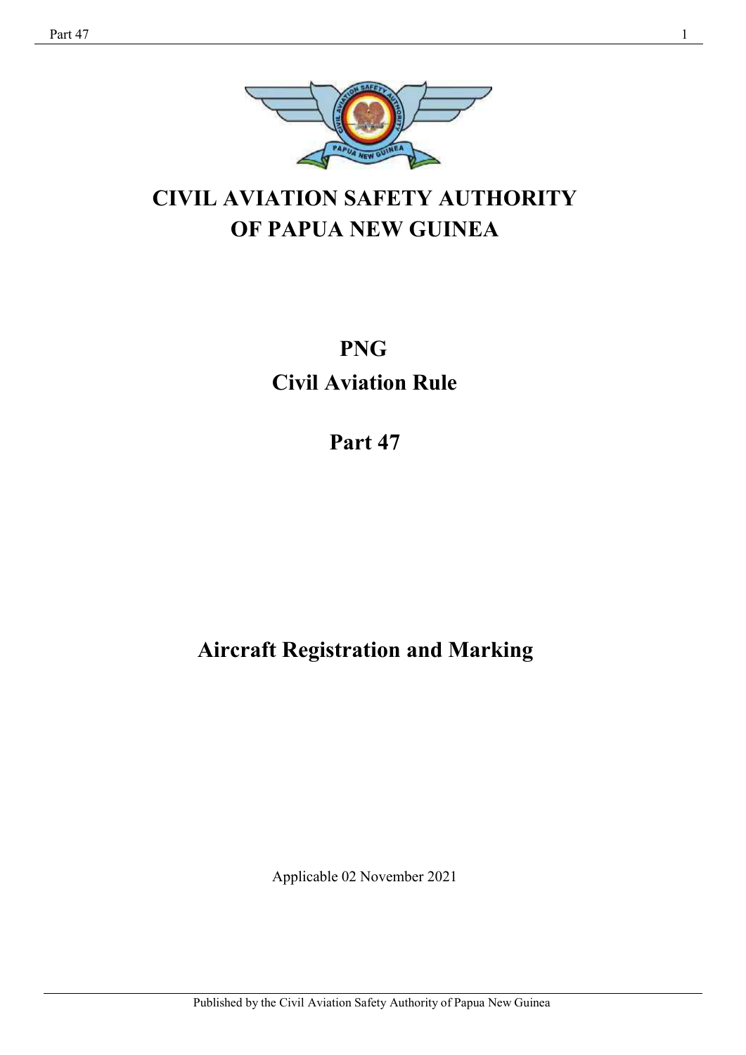# CIVIL AVIATION SAFETY AUTHORITY OF PAPUA NEW GUINEA

# PNG

# Civil Aviation Rule

# Part 47

# Aircraft Registration and Marking

Applicable 02 November 2021

Published by the Civil Aviation Safety Authority of Papua New Guinea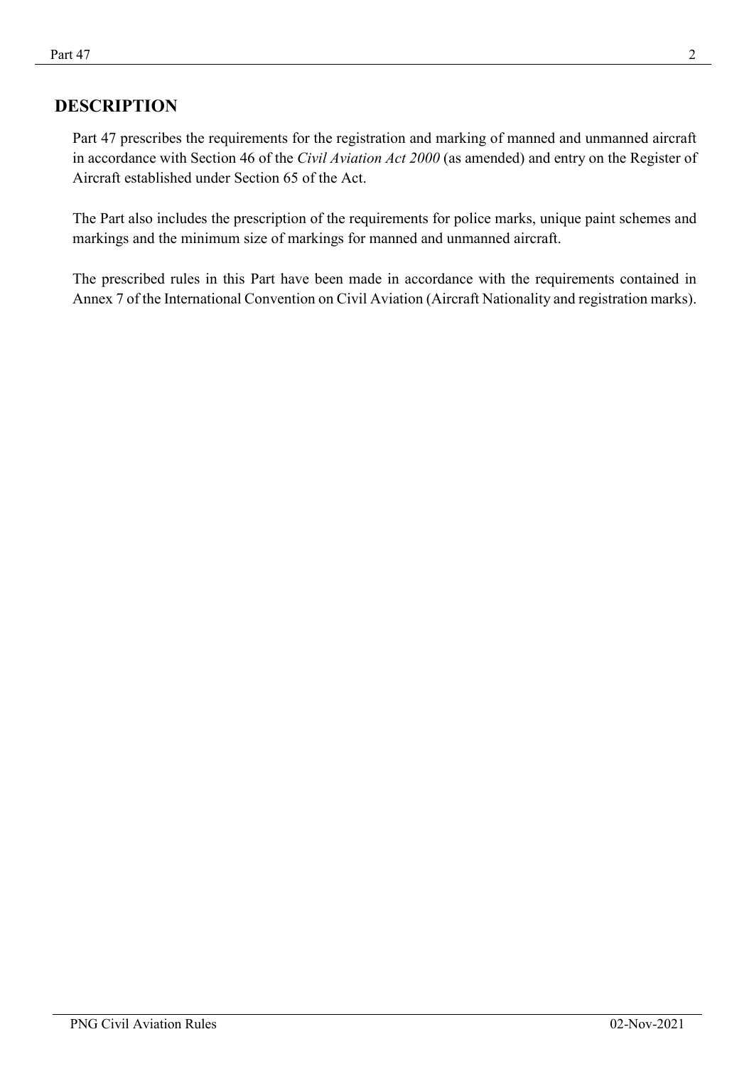# DESCRIPTION

Part 47 prescribes the requirements for the registration and marking of manned and unmanned aircraft in accordance with Section 46 of the *Civil Aviation Act 2000* (as amended) and entry on the Register of Aircraft established under Section 65 of the Act.

The Part also includes the prescription of the requirements for police marks, unique paint schemes and markings and the minimum size of markings for manned and unmanned aircraft.

The prescribed rules in this Part have been made in accordance with the requirements contained in Annex 7 of the International Convention on Civil Aviation (Aircraft Nationality and registration marks).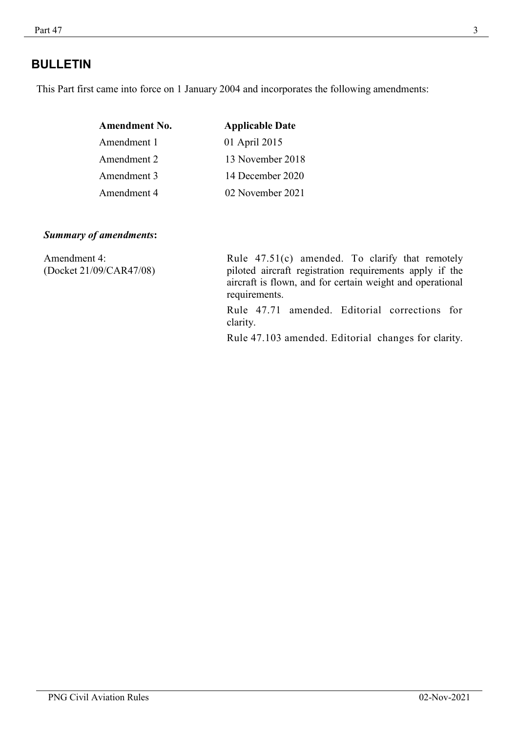## BULLETIN

This Part first came into force on 1 January 2004 and incorporates the following amendments:

| Amendment No. | Applicable Date |
| --- | --- |
| Amendment 1 | 01 April 2015 |
| Amendment 2 | 13 November 2018 |
| Amendment 3 | 14 December 2020 |
| Amendment 4 | 02 November 2021 |

***Summary of amendments*:**

| | |
| --- | --- |
| Amendment 4: (Docket 21/09/CAR47/08) | Rule 47.51(c) amended. To clarify that remotely piloted aircraft registration requirements apply if the aircraft is flown, and for certain weight and operational requirements. |
| | Rule 47.71 amended. Editorial corrections for clarity. |
| | Rule 47.103 amended. Editorial changes for clarity. |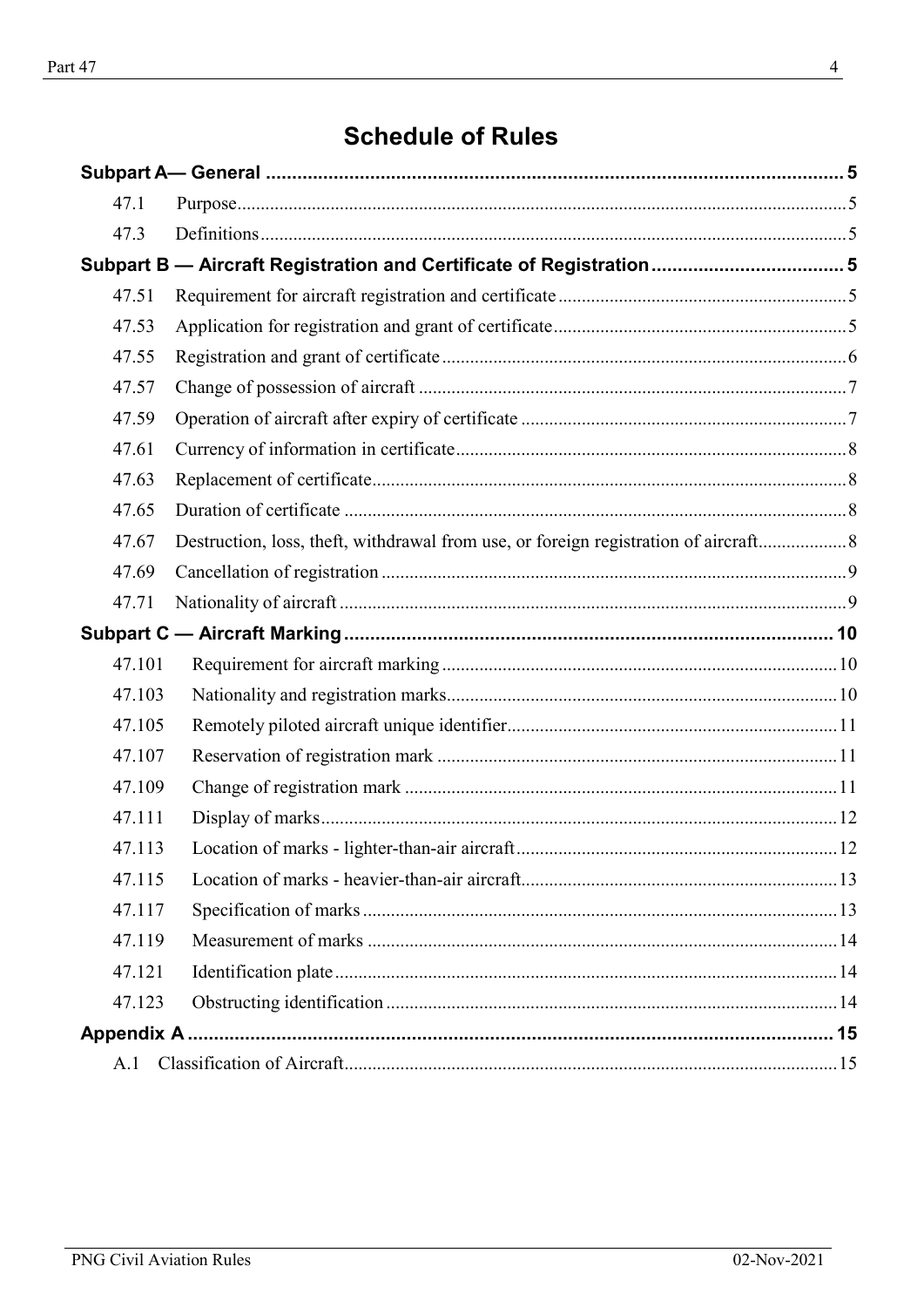# Schedule of Rules

**Subpart A— General** ..... **5**

47.1 Purpose ..... 5

47.3 Definitions ..... 5

**Subpart B — Aircraft Registration and Certificate of Registration** ..... **5**

47.51 Requirement for aircraft registration and certificate ..... 5

47.53 Application for registration and grant of certificate ..... 5

47.55 Registration and grant of certificate ..... 6

47.57 Change of possession of aircraft ..... 7

47.59 Operation of aircraft after expiry of certificate ..... 7

47.61 Currency of information in certificate ..... 8

47.63 Replacement of certificate ..... 8

47.65 Duration of certificate ..... 8

47.67 Destruction, loss, theft, withdrawal from use, or foreign registration of aircraft ..... 8

47.69 Cancellation of registration ..... 9

47.71 Nationality of aircraft ..... 9

**Subpart C — Aircraft Marking** ..... **10**

47.101 Requirement for aircraft marking ..... 10

47.103 Nationality and registration marks ..... 10

47.105 Remotely piloted aircraft unique identifier ..... 11

47.107 Reservation of registration mark ..... 11

47.109 Change of registration mark ..... 11

47.111 Display of marks ..... 12

47.113 Location of marks - lighter-than-air aircraft ..... 12

47.115 Location of marks - heavier-than-air aircraft ..... 13

47.117 Specification of marks ..... 13

47.119 Measurement of marks ..... 14

47.121 Identification plate ..... 14

47.123 Obstructing identification ..... 14

**Appendix A** ..... **15**

A.1 Classification of Aircraft ..... 15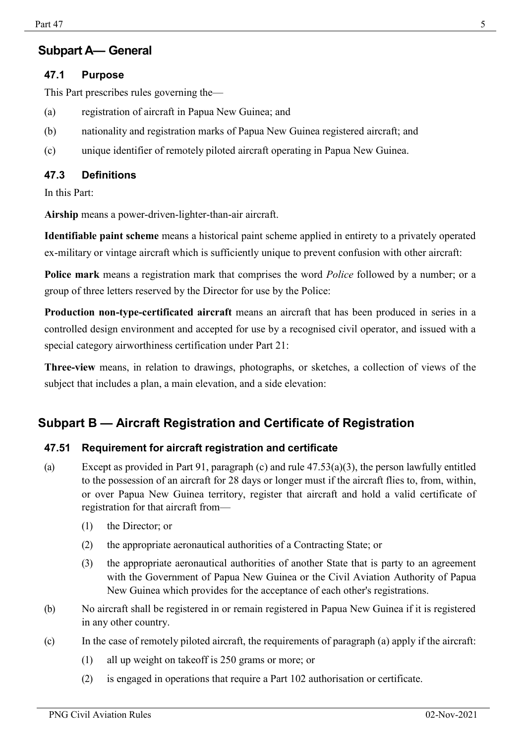## Subpart A— General

### 47.1 Purpose

This Part prescribes rules governing the—

(a) registration of aircraft in Papua New Guinea; and

(b) nationality and registration marks of Papua New Guinea registered aircraft; and

(c) unique identifier of remotely piloted aircraft operating in Papua New Guinea.

### 47.3 Definitions

In this Part:

**Airship** means a power-driven-lighter-than-air aircraft.

**Identifiable paint scheme** means a historical paint scheme applied in entirety to a privately operated ex-military or vintage aircraft which is sufficiently unique to prevent confusion with other aircraft:

**Police mark** means a registration mark that comprises the word *Police* followed by a number; or a group of three letters reserved by the Director for use by the Police:

**Production non-type-certificated aircraft** means an aircraft that has been produced in series in a controlled design environment and accepted for use by a recognised civil operator, and issued with a special category airworthiness certification under Part 21:

**Three-view** means, in relation to drawings, photographs, or sketches, a collection of views of the subject that includes a plan, a main elevation, and a side elevation:

## Subpart B — Aircraft Registration and Certificate of Registration

### 47.51 Requirement for aircraft registration and certificate

(a) Except as provided in Part 91, paragraph (c) and rule 47.53(a)(3), the person lawfully entitled to the possession of an aircraft for 28 days or longer must if the aircraft flies to, from, within, or over Papua New Guinea territory, register that aircraft and hold a valid certificate of registration for that aircraft from—

  (1) the Director; or

  (2) the appropriate aeronautical authorities of a Contracting State; or

  (3) the appropriate aeronautical authorities of another State that is party to an agreement with the Government of Papua New Guinea or the Civil Aviation Authority of Papua New Guinea which provides for the acceptance of each other's registrations.

(b) No aircraft shall be registered in or remain registered in Papua New Guinea if it is registered in any other country.

(c) In the case of remotely piloted aircraft, the requirements of paragraph (a) apply if the aircraft:

  (1) all up weight on takeoff is 250 grams or more; or

  (2) is engaged in operations that require a Part 102 authorisation or certificate.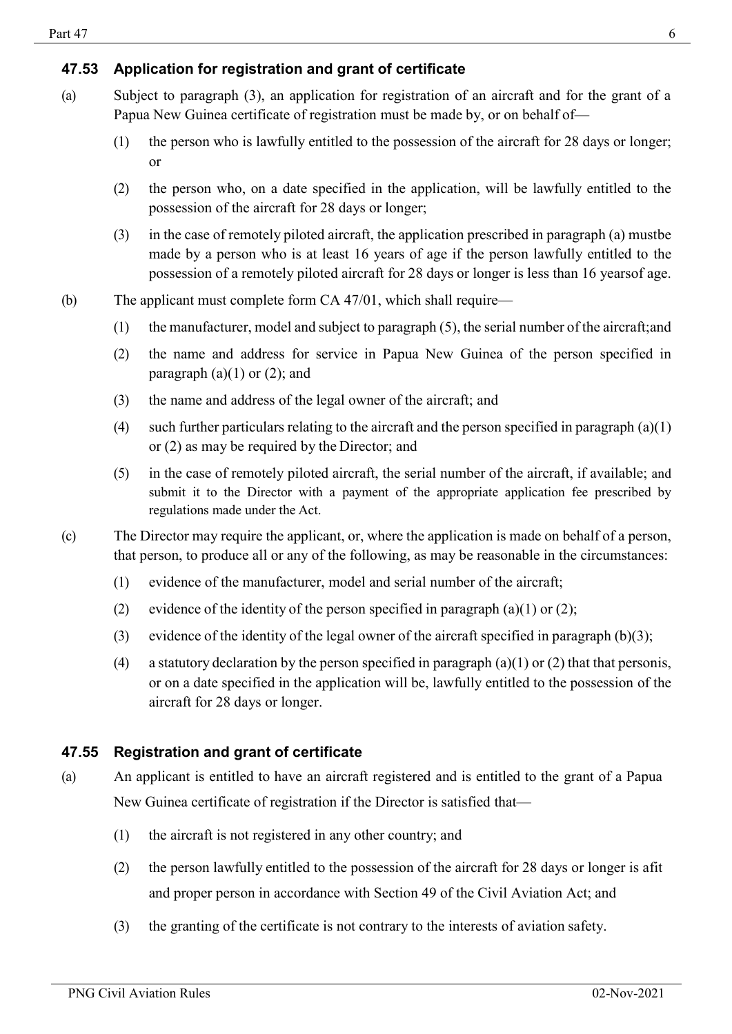### 47.53 Application for registration and grant of certificate

(a) Subject to paragraph (3), an application for registration of an aircraft and for the grant of a Papua New Guinea certificate of registration must be made by, or on behalf of—

(1) the person who is lawfully entitled to the possession of the aircraft for 28 days or longer; or

(2) the person who, on a date specified in the application, will be lawfully entitled to the possession of the aircraft for 28 days or longer;

(3) in the case of remotely piloted aircraft, the application prescribed in paragraph (a) mustbe made by a person who is at least 16 years of age if the person lawfully entitled to the possession of a remotely piloted aircraft for 28 days or longer is less than 16 yearsof age.

(b) The applicant must complete form CA 47/01, which shall require—

(1) the manufacturer, model and subject to paragraph (5), the serial number of the aircraft;and

(2) the name and address for service in Papua New Guinea of the person specified in paragraph (a)(1) or (2); and

(3) the name and address of the legal owner of the aircraft; and

(4) such further particulars relating to the aircraft and the person specified in paragraph (a)(1) or (2) as may be required by the Director; and

(5) in the case of remotely piloted aircraft, the serial number of the aircraft, if available; and submit it to the Director with a payment of the appropriate application fee prescribed by regulations made under the Act.

(c) The Director may require the applicant, or, where the application is made on behalf of a person, that person, to produce all or any of the following, as may be reasonable in the circumstances:

(1) evidence of the manufacturer, model and serial number of the aircraft;

(2) evidence of the identity of the person specified in paragraph (a)(1) or (2);

(3) evidence of the identity of the legal owner of the aircraft specified in paragraph (b)(3);

(4) a statutory declaration by the person specified in paragraph (a)(1) or (2) that that personis, or on a date specified in the application will be, lawfully entitled to the possession of the aircraft for 28 days or longer.

### 47.55 Registration and grant of certificate

(a) An applicant is entitled to have an aircraft registered and is entitled to the grant of a Papua New Guinea certificate of registration if the Director is satisfied that—

(1) the aircraft is not registered in any other country; and

(2) the person lawfully entitled to the possession of the aircraft for 28 days or longer is afit and proper person in accordance with Section 49 of the Civil Aviation Act; and

(3) the granting of the certificate is not contrary to the interests of aviation safety.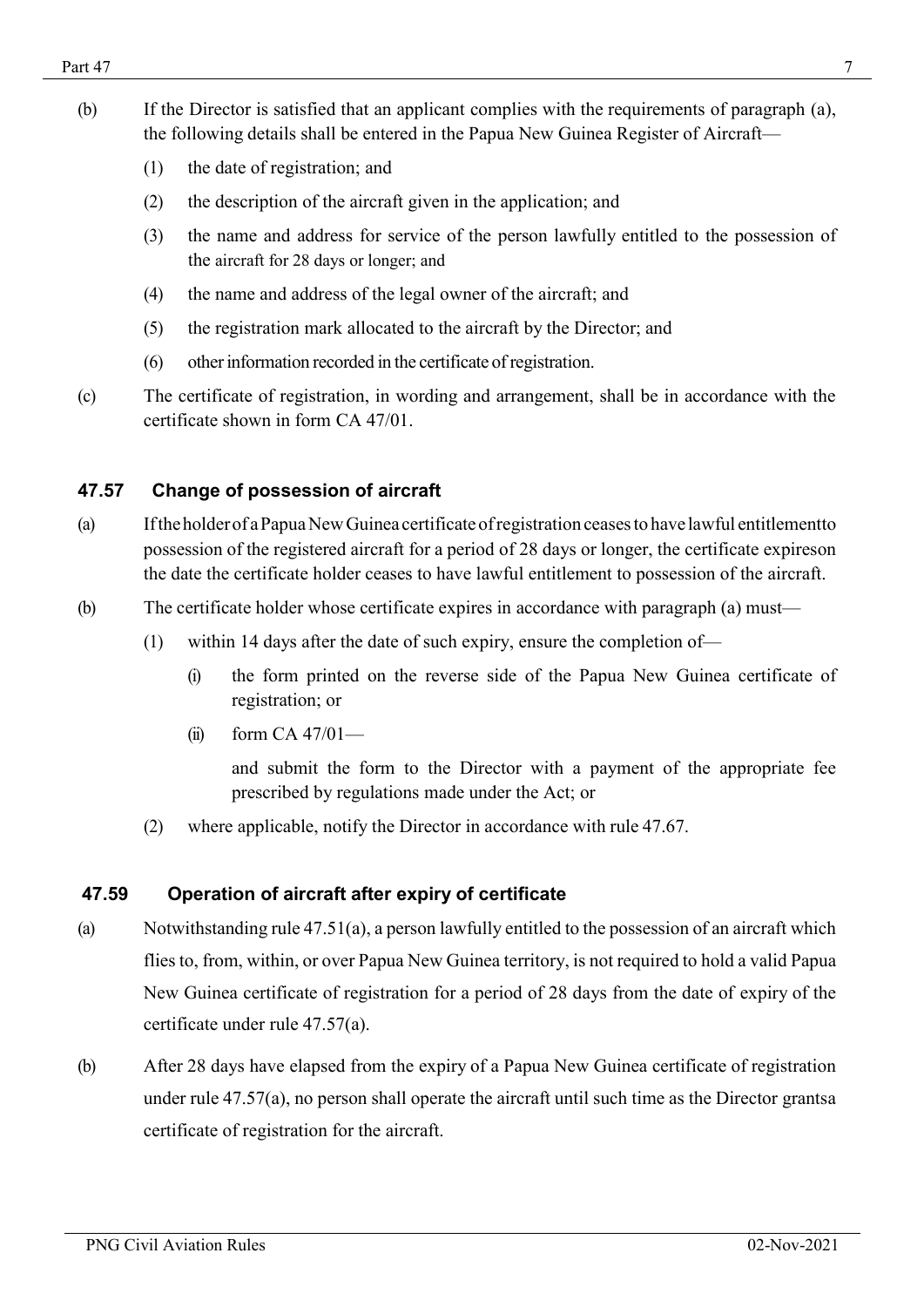(b) If the Director is satisfied that an applicant complies with the requirements of paragraph (a), the following details shall be entered in the Papua New Guinea Register of Aircraft—

(1) the date of registration; and

(2) the description of the aircraft given in the application; and

(3) the name and address for service of the person lawfully entitled to the possession of the aircraft for 28 days or longer; and

(4) the name and address of the legal owner of the aircraft; and

(5) the registration mark allocated to the aircraft by the Director; and

(6) other information recorded in the certificate of registration.

(c) The certificate of registration, in wording and arrangement, shall be in accordance with the certificate shown in form CA 47/01.

### 47.57 Change of possession of aircraft

(a) If the holder of a Papua New Guinea certificate of registration ceases to have lawful entitlementto possession of the registered aircraft for a period of 28 days or longer, the certificate expireson the date the certificate holder ceases to have lawful entitlement to possession of the aircraft.

(b) The certificate holder whose certificate expires in accordance with paragraph (a) must—

(1) within 14 days after the date of such expiry, ensure the completion of—

(i) the form printed on the reverse side of the Papua New Guinea certificate of registration; or

(ii) form CA 47/01—

and submit the form to the Director with a payment of the appropriate fee prescribed by regulations made under the Act; or

(2) where applicable, notify the Director in accordance with rule 47.67.

### 47.59 Operation of aircraft after expiry of certificate

(a) Notwithstanding rule 47.51(a), a person lawfully entitled to the possession of an aircraft which flies to, from, within, or over Papua New Guinea territory, is not required to hold a valid Papua New Guinea certificate of registration for a period of 28 days from the date of expiry of the certificate under rule 47.57(a).

(b) After 28 days have elapsed from the expiry of a Papua New Guinea certificate of registration under rule 47.57(a), no person shall operate the aircraft until such time as the Director grantsa certificate of registration for the aircraft.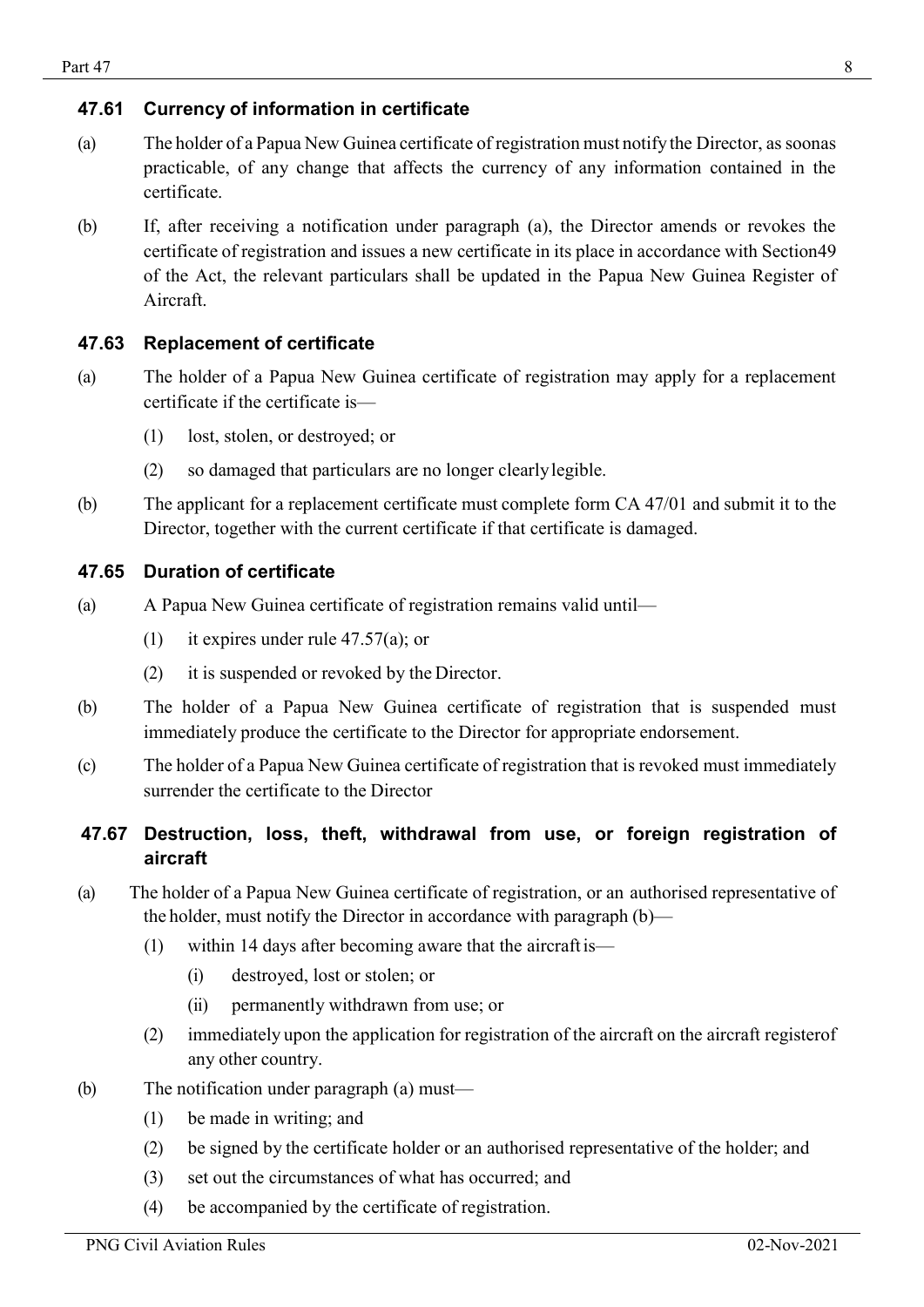### 47.61 Currency of information in certificate

(a) The holder of a Papua New Guinea certificate of registration must notify the Director, as soon as practicable, of any change that affects the currency of any information contained in the certificate.

(b) If, after receiving a notification under paragraph (a), the Director amends or revokes the certificate of registration and issues a new certificate in its place in accordance with Section 49 of the Act, the relevant particulars shall be updated in the Papua New Guinea Register of Aircraft.

### 47.63 Replacement of certificate

(a) The holder of a Papua New Guinea certificate of registration may apply for a replacement certificate if the certificate is—

(1) lost, stolen, or destroyed; or

(2) so damaged that particulars are no longer clearly legible.

(b) The applicant for a replacement certificate must complete form CA 47/01 and submit it to the Director, together with the current certificate if that certificate is damaged.

### 47.65 Duration of certificate

(a) A Papua New Guinea certificate of registration remains valid until—

(1) it expires under rule 47.57(a); or

(2) it is suspended or revoked by the Director.

(b) The holder of a Papua New Guinea certificate of registration that is suspended must immediately produce the certificate to the Director for appropriate endorsement.

(c) The holder of a Papua New Guinea certificate of registration that is revoked must immediately surrender the certificate to the Director

### 47.67 Destruction, loss, theft, withdrawal from use, or foreign registration of aircraft

(a) The holder of a Papua New Guinea certificate of registration, or an authorised representative of the holder, must notify the Director in accordance with paragraph (b)—

(1) within 14 days after becoming aware that the aircraft is—

(i) destroyed, lost or stolen; or

(ii) permanently withdrawn from use; or

(2) immediately upon the application for registration of the aircraft on the aircraft register of any other country.

(b) The notification under paragraph (a) must—

(1) be made in writing; and

(2) be signed by the certificate holder or an authorised representative of the holder; and

(3) set out the circumstances of what has occurred; and

(4) be accompanied by the certificate of registration.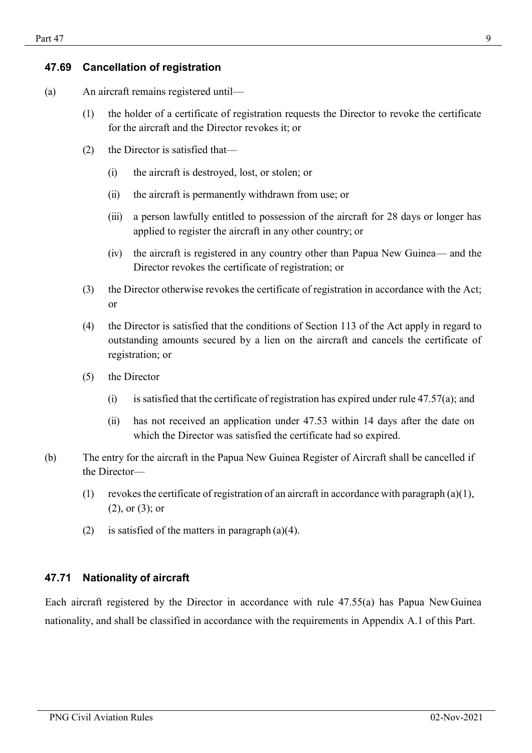### 47.69 Cancellation of registration

(a) An aircraft remains registered until—

(1) the holder of a certificate of registration requests the Director to revoke the certificate for the aircraft and the Director revokes it; or

(2) the Director is satisfied that—

(i) the aircraft is destroyed, lost, or stolen; or

(ii) the aircraft is permanently withdrawn from use; or

(iii) a person lawfully entitled to possession of the aircraft for 28 days or longer has applied to register the aircraft in any other country; or

(iv) the aircraft is registered in any country other than Papua New Guinea— and the Director revokes the certificate of registration; or

(3) the Director otherwise revokes the certificate of registration in accordance with the Act; or

(4) the Director is satisfied that the conditions of Section 113 of the Act apply in regard to outstanding amounts secured by a lien on the aircraft and cancels the certificate of registration; or

(5) the Director

(i) is satisfied that the certificate of registration has expired under rule 47.57(a); and

(ii) has not received an application under 47.53 within 14 days after the date on which the Director was satisfied the certificate had so expired.

(b) The entry for the aircraft in the Papua New Guinea Register of Aircraft shall be cancelled if the Director—

(1) revokes the certificate of registration of an aircraft in accordance with paragraph (a)(1), (2), or (3); or

(2) is satisfied of the matters in paragraph (a)(4).

### 47.71 Nationality of aircraft

Each aircraft registered by the Director in accordance with rule 47.55(a) has Papua New Guinea nationality, and shall be classified in accordance with the requirements in Appendix A.1 of this Part.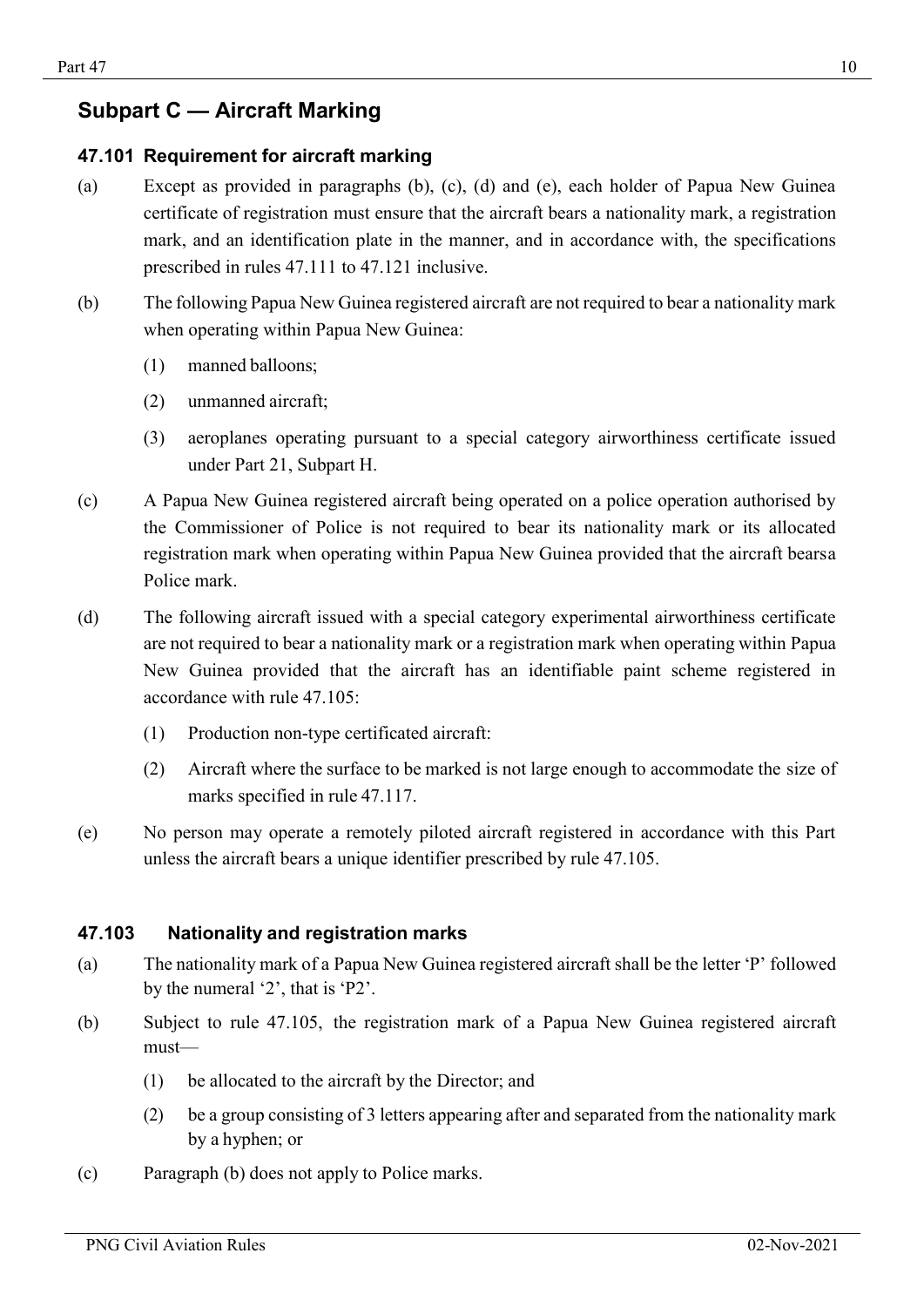## Subpart C — Aircraft Marking

### 47.101 Requirement for aircraft marking

(a) Except as provided in paragraphs (b), (c), (d) and (e), each holder of Papua New Guinea certificate of registration must ensure that the aircraft bears a nationality mark, a registration mark, and an identification plate in the manner, and in accordance with, the specifications prescribed in rules 47.111 to 47.121 inclusive.

(b) The following Papua New Guinea registered aircraft are not required to bear a nationality mark when operating within Papua New Guinea:

(1) manned balloons;

(2) unmanned aircraft;

(3) aeroplanes operating pursuant to a special category airworthiness certificate issued under Part 21, Subpart H.

(c) A Papua New Guinea registered aircraft being operated on a police operation authorised by the Commissioner of Police is not required to bear its nationality mark or its allocated registration mark when operating within Papua New Guinea provided that the aircraft bearsa Police mark.

(d) The following aircraft issued with a special category experimental airworthiness certificate are not required to bear a nationality mark or a registration mark when operating within Papua New Guinea provided that the aircraft has an identifiable paint scheme registered in accordance with rule 47.105:

(1) Production non-type certificated aircraft:

(2) Aircraft where the surface to be marked is not large enough to accommodate the size of marks specified in rule 47.117.

(e) No person may operate a remotely piloted aircraft registered in accordance with this Part unless the aircraft bears a unique identifier prescribed by rule 47.105.

### 47.103 Nationality and registration marks

(a) The nationality mark of a Papua New Guinea registered aircraft shall be the letter 'P' followed by the numeral '2', that is 'P2'.

(b) Subject to rule 47.105, the registration mark of a Papua New Guinea registered aircraft must—

(1) be allocated to the aircraft by the Director; and

(2) be a group consisting of 3 letters appearing after and separated from the nationality mark by a hyphen; or

(c) Paragraph (b) does not apply to Police marks.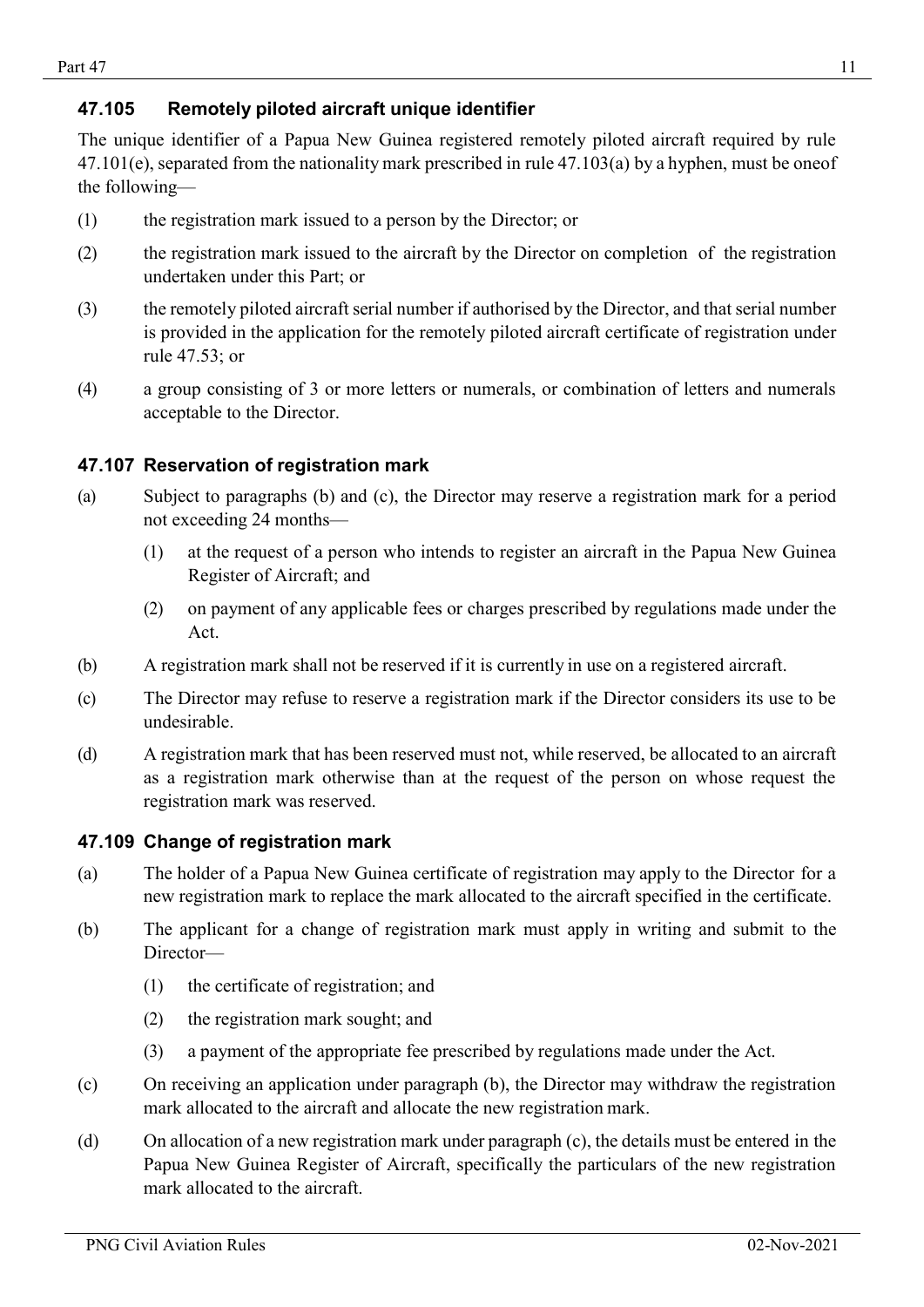### 47.105 Remotely piloted aircraft unique identifier

The unique identifier of a Papua New Guinea registered remotely piloted aircraft required by rule 47.101(e), separated from the nationality mark prescribed in rule 47.103(a) by a hyphen, must be oneof the following—

(1) the registration mark issued to a person by the Director; or

(2) the registration mark issued to the aircraft by the Director on completion of the registration undertaken under this Part; or

(3) the remotely piloted aircraft serial number if authorised by the Director, and that serial number is provided in the application for the remotely piloted aircraft certificate of registration under rule 47.53; or

(4) a group consisting of 3 or more letters or numerals, or combination of letters and numerals acceptable to the Director.

### 47.107 Reservation of registration mark

(a) Subject to paragraphs (b) and (c), the Director may reserve a registration mark for a period not exceeding 24 months—

  (1) at the request of a person who intends to register an aircraft in the Papua New Guinea Register of Aircraft; and

  (2) on payment of any applicable fees or charges prescribed by regulations made under the Act.

(b) A registration mark shall not be reserved if it is currently in use on a registered aircraft.

(c) The Director may refuse to reserve a registration mark if the Director considers its use to be undesirable.

(d) A registration mark that has been reserved must not, while reserved, be allocated to an aircraft as a registration mark otherwise than at the request of the person on whose request the registration mark was reserved.

### 47.109 Change of registration mark

(a) The holder of a Papua New Guinea certificate of registration may apply to the Director for a new registration mark to replace the mark allocated to the aircraft specified in the certificate.

(b) The applicant for a change of registration mark must apply in writing and submit to the Director—

  (1) the certificate of registration; and

  (2) the registration mark sought; and

  (3) a payment of the appropriate fee prescribed by regulations made under the Act.

(c) On receiving an application under paragraph (b), the Director may withdraw the registration mark allocated to the aircraft and allocate the new registration mark.

(d) On allocation of a new registration mark under paragraph (c), the details must be entered in the Papua New Guinea Register of Aircraft, specifically the particulars of the new registration mark allocated to the aircraft.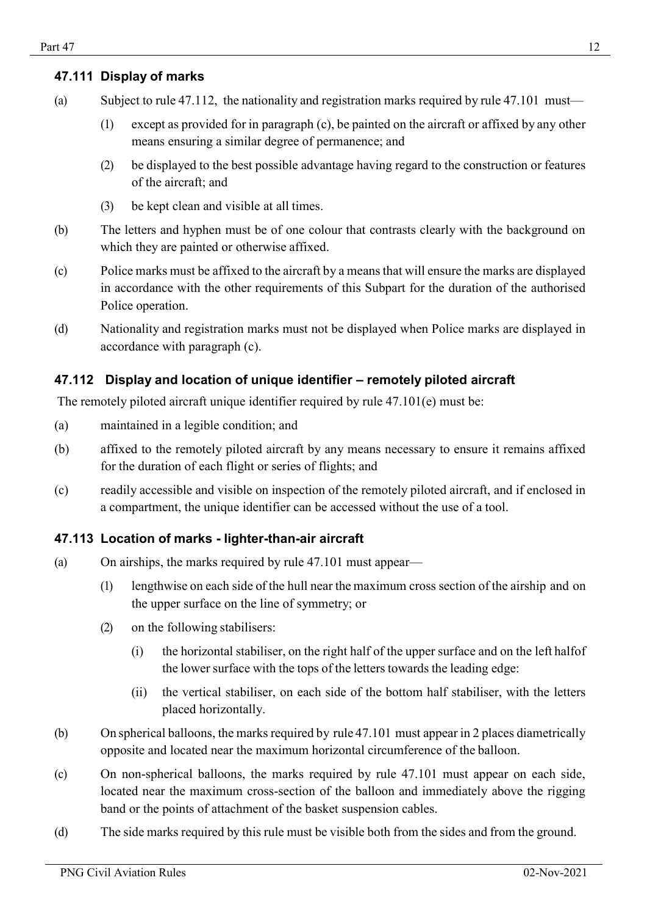### 47.111 Display of marks

(a) Subject to rule 47.112, the nationality and registration marks required by rule 47.101 must—

(1) except as provided for in paragraph (c), be painted on the aircraft or affixed by any other means ensuring a similar degree of permanence; and

(2) be displayed to the best possible advantage having regard to the construction or features of the aircraft; and

(3) be kept clean and visible at all times.

(b) The letters and hyphen must be of one colour that contrasts clearly with the background on which they are painted or otherwise affixed.

(c) Police marks must be affixed to the aircraft by a means that will ensure the marks are displayed in accordance with the other requirements of this Subpart for the duration of the authorised Police operation.

(d) Nationality and registration marks must not be displayed when Police marks are displayed in accordance with paragraph (c).

### 47.112 Display and location of unique identifier – remotely piloted aircraft

The remotely piloted aircraft unique identifier required by rule 47.101(e) must be:

(a) maintained in a legible condition; and

(b) affixed to the remotely piloted aircraft by any means necessary to ensure it remains affixed for the duration of each flight or series of flights; and

(c) readily accessible and visible on inspection of the remotely piloted aircraft, and if enclosed in a compartment, the unique identifier can be accessed without the use of a tool.

### 47.113 Location of marks - lighter-than-air aircraft

(a) On airships, the marks required by rule 47.101 must appear—

(1) lengthwise on each side of the hull near the maximum cross section of the airship and on the upper surface on the line of symmetry; or

(2) on the following stabilisers:

(i) the horizontal stabiliser, on the right half of the upper surface and on the left halfof the lower surface with the tops of the letters towards the leading edge:

(ii) the vertical stabiliser, on each side of the bottom half stabiliser, with the letters placed horizontally.

(b) On spherical balloons, the marks required by rule 47.101 must appear in 2 places diametrically opposite and located near the maximum horizontal circumference of the balloon.

(c) On non-spherical balloons, the marks required by rule 47.101 must appear on each side, located near the maximum cross-section of the balloon and immediately above the rigging band or the points of attachment of the basket suspension cables.

(d) The side marks required by this rule must be visible both from the sides and from the ground.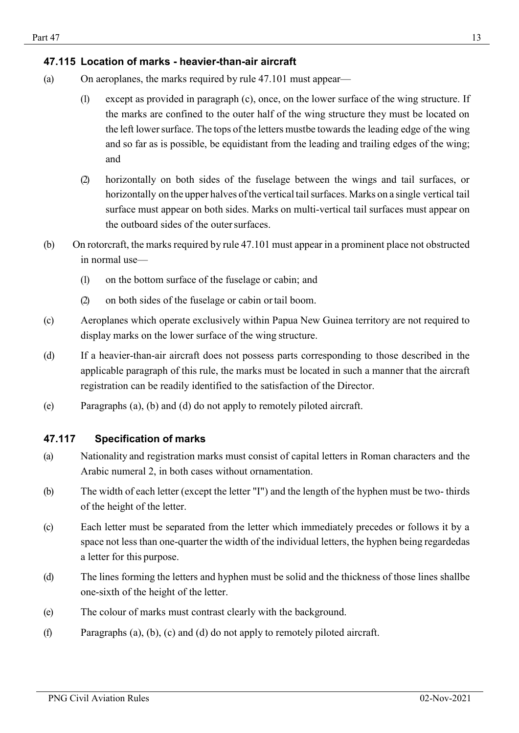### 47.115 Location of marks - heavier-than-air aircraft

(a) On aeroplanes, the marks required by rule 47.101 must appear—

(1) except as provided in paragraph (c), once, on the lower surface of the wing structure. If the marks are confined to the outer half of the wing structure they must be located on the left lower surface. The tops of the letters mustbe towards the leading edge of the wing and so far as is possible, be equidistant from the leading and trailing edges of the wing; and

(2) horizontally on both sides of the fuselage between the wings and tail surfaces, or horizontally on the upper halves of the vertical tail surfaces. Marks on a single vertical tail surface must appear on both sides. Marks on multi-vertical tail surfaces must appear on the outboard sides of the outer surfaces.

(b) On rotorcraft, the marks required by rule 47.101 must appear in a prominent place not obstructed in normal use—

(1) on the bottom surface of the fuselage or cabin; and

(2) on both sides of the fuselage or cabin or tail boom.

(c) Aeroplanes which operate exclusively within Papua New Guinea territory are not required to display marks on the lower surface of the wing structure.

(d) If a heavier-than-air aircraft does not possess parts corresponding to those described in the applicable paragraph of this rule, the marks must be located in such a manner that the aircraft registration can be readily identified to the satisfaction of the Director.

(e) Paragraphs (a), (b) and (d) do not apply to remotely piloted aircraft.

### 47.117 Specification of marks

(a) Nationality and registration marks must consist of capital letters in Roman characters and the Arabic numeral 2, in both cases without ornamentation.

(b) The width of each letter (except the letter "I") and the length of the hyphen must be two- thirds of the height of the letter.

(c) Each letter must be separated from the letter which immediately precedes or follows it by a space not less than one-quarter the width of the individual letters, the hyphen being regardedas a letter for this purpose.

(d) The lines forming the letters and hyphen must be solid and the thickness of those lines shallbe one-sixth of the height of the letter.

(e) The colour of marks must contrast clearly with the background.

(f) Paragraphs (a), (b), (c) and (d) do not apply to remotely piloted aircraft.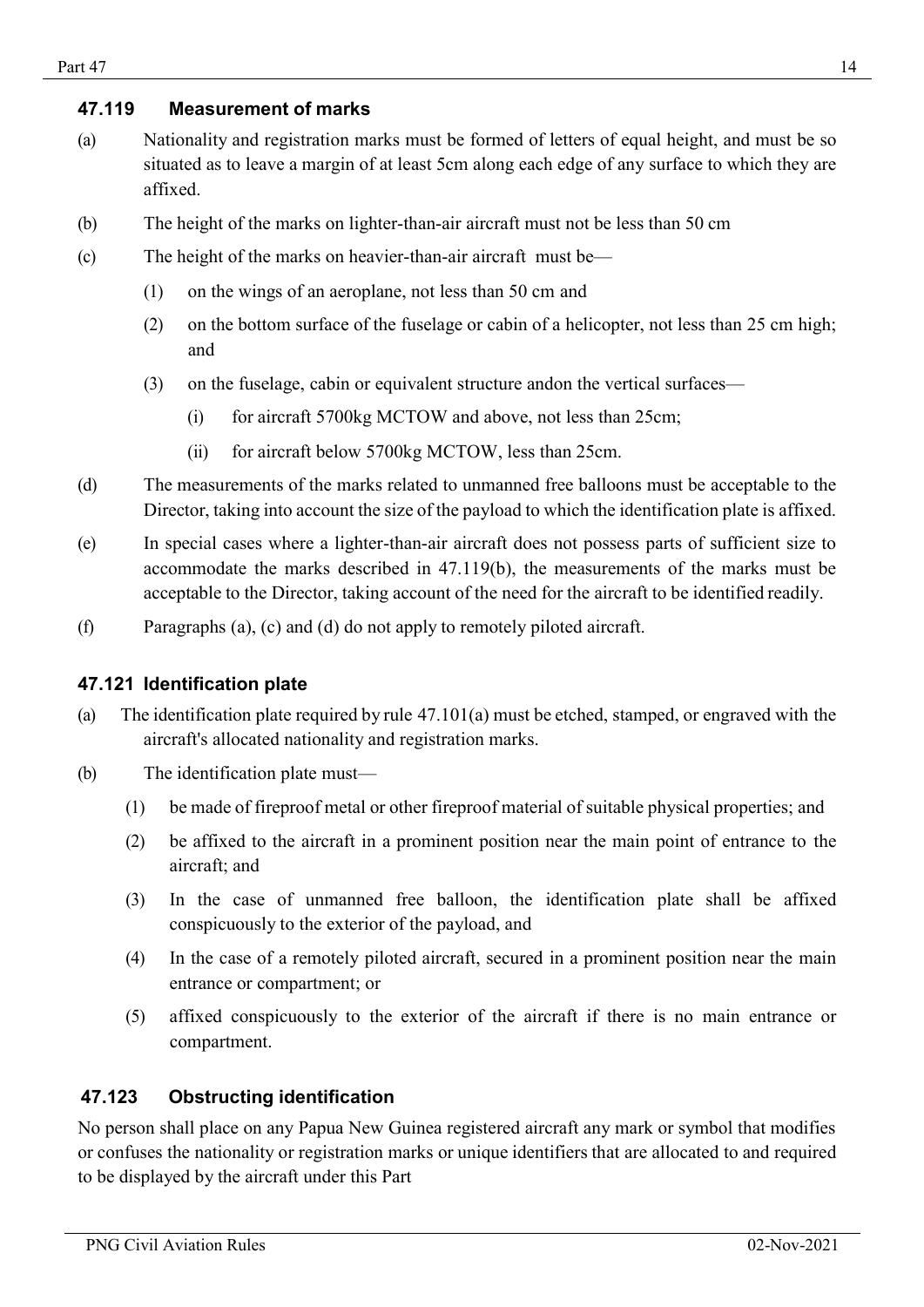### 47.119 Measurement of marks

(a) Nationality and registration marks must be formed of letters of equal height, and must be so situated as to leave a margin of at least 5cm along each edge of any surface to which they are affixed.

(b) The height of the marks on lighter-than-air aircraft must not be less than 50 cm

(c) The height of the marks on heavier-than-air aircraft must be—

 (1) on the wings of an aeroplane, not less than 50 cm and

 (2) on the bottom surface of the fuselage or cabin of a helicopter, not less than 25 cm high; and

 (3) on the fuselage, cabin or equivalent structure andon the vertical surfaces—

  (i) for aircraft 5700kg MCTOW and above, not less than 25cm;

  (ii) for aircraft below 5700kg MCTOW, less than 25cm.

(d) The measurements of the marks related to unmanned free balloons must be acceptable to the Director, taking into account the size of the payload to which the identification plate is affixed.

(e) In special cases where a lighter-than-air aircraft does not possess parts of sufficient size to accommodate the marks described in 47.119(b), the measurements of the marks must be acceptable to the Director, taking account of the need for the aircraft to be identified readily.

(f) Paragraphs (a), (c) and (d) do not apply to remotely piloted aircraft.

### 47.121 Identification plate

(a) The identification plate required by rule 47.101(a) must be etched, stamped, or engraved with the aircraft's allocated nationality and registration marks.

(b) The identification plate must—

 (1) be made of fireproof metal or other fireproof material of suitable physical properties; and

 (2) be affixed to the aircraft in a prominent position near the main point of entrance to the aircraft; and

 (3) In the case of unmanned free balloon, the identification plate shall be affixed conspicuously to the exterior of the payload, and

 (4) In the case of a remotely piloted aircraft, secured in a prominent position near the main entrance or compartment; or

 (5) affixed conspicuously to the exterior of the aircraft if there is no main entrance or compartment.

### 47.123 Obstructing identification

No person shall place on any Papua New Guinea registered aircraft any mark or symbol that modifies or confuses the nationality or registration marks or unique identifiers that are allocated to and required to be displayed by the aircraft under this Part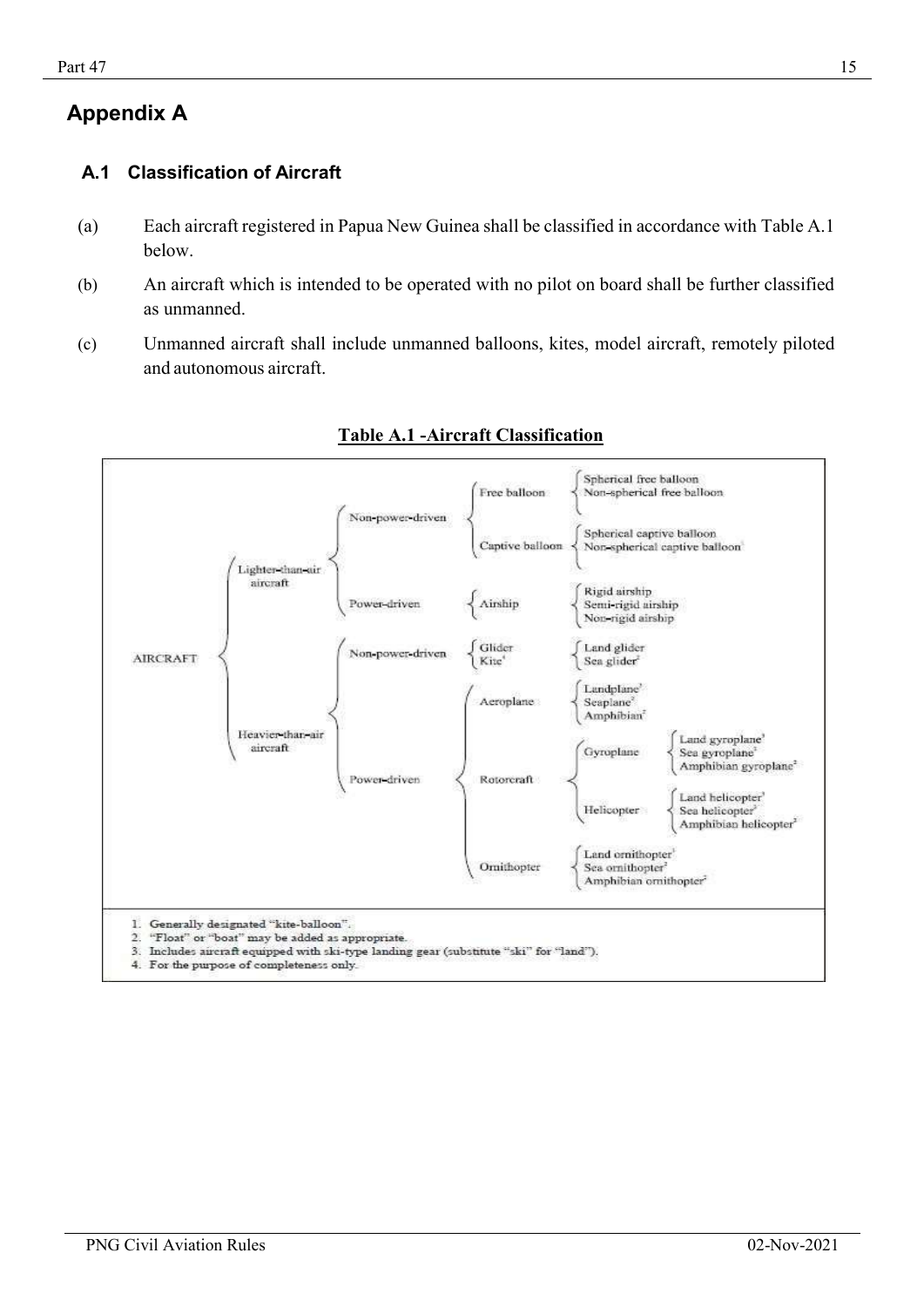# Appendix A

## A.1 Classification of Aircraft

(a) Each aircraft registered in Papua New Guinea shall be classified in accordance with Table A.1 below.

(b) An aircraft which is intended to be operated with no pilot on board shall be further classified as unmanned.

(c) Unmanned aircraft shall include unmanned balloons, kites, model aircraft, remotely piloted and autonomous aircraft.

**Table A.1 -Aircraft Classification**

- AIRCRAFT
  - Lighter-than-air aircraft
    - Non-power-driven
      - Free balloon
        - Spherical free balloon
        - Non-spherical free balloon
      - Captive balloon
        - Spherical captive balloon
        - Non-spherical captive balloon[1]
    - Power-driven
      - Airship
        - Rigid airship
        - Semi-rigid airship
        - Non-rigid airship
  - Heavier-than-air aircraft
    - Non-power-driven
      - Glider
        - Land glider
        - Sea glider[2]
      - Kite[4]
    - Power-driven
      - Aeroplane
        - Landplane[3]
        - Seaplane[2]
        - Amphibian[2]
      - Rotorcraft
        - Gyroplane
          - Land gyroplane[3]
          - Sea gyroplane[2]
          - Amphibian gyroplane[2]
        - Helicopter
          - Land helicopter[3]
          - Sea helicopter[2]
          - Amphibian helicopter[2]
      - Ornithopter
        - Land ornithopter[3]
        - Sea ornithopter[2]
        - Amphibian ornithopter[2]

1. Generally designated "kite-balloon".
2. "Float" or "boat" may be added as appropriate.
3. Includes aircraft equipped with ski-type landing gear (substitute "ski" for "land").
4. For the purpose of completeness only.